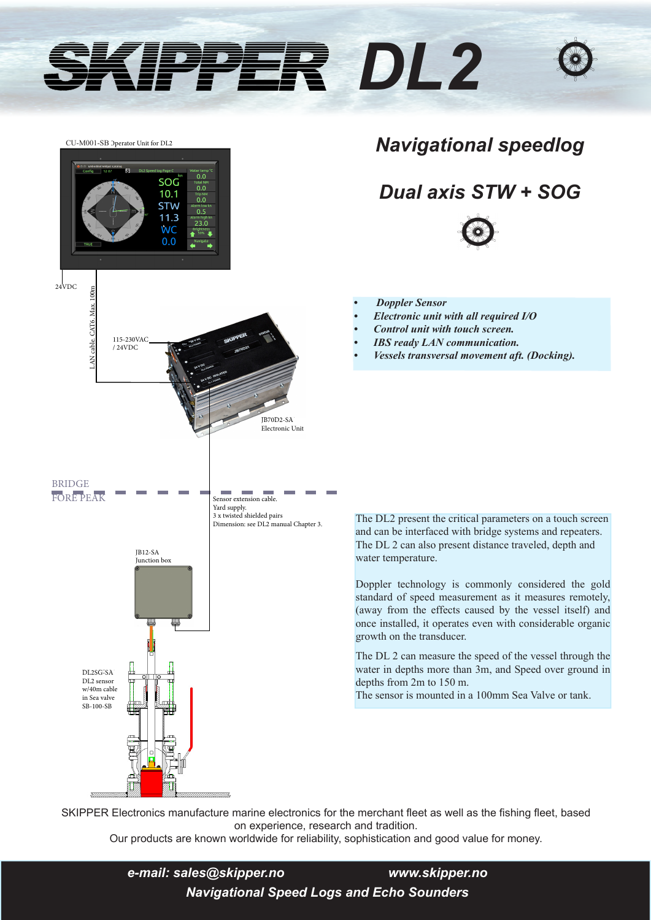# SKIPPER DL2

CU-M001-SB Operator Unit for DL2

24VDC

LAN cable. CAT6. Max. 100m

115-230VAC / 24VDC

JB70D2-SA Electronic Unit

BRIDGE

FORE PEAK

Sensor extension cable.
Yard supply.
3 x twisted shielded pairs
Dimension: see DL2 manual Chapter 3.

JB12-SA
Junction box

DL2SG-SA
DL2 sensor
w/40m cable
in Sea valve
SB-100-SB

## *Navigational speedlog*

## *Dual axis STW + SOG*

- ***Doppler Sensor***
- ***Electronic unit with all required I/O***
- ***Control unit with touch screen.***
- ***IBS ready LAN communication.***
- ***Vessels transversal movement aft. (Docking).***

The DL2 present the critical parameters on a touch screen and can be interfaced with bridge systems and repeaters. The DL 2 can also present distance traveled, depth and water temperature.

Doppler technology is commonly considered the gold standard of speed measurement as it measures remotely, (away from the effects caused by the vessel itself) and once installed, it operates even with considerable organic growth on the transducer.

The DL 2 can measure the speed of the vessel through the water in depths more than 3m, and Speed over ground in depths from 2m to 150 m.
The sensor is mounted in a 100mm Sea Valve or tank.

SKIPPER Electronics manufacture marine electronics for the merchant fleet as well as the fishing fleet, based on experience, research and tradition.
Our products are known worldwide for reliability, sophistication and good value for money.

***e-mail: sales@skipper.no*** ***www.skipper.no***

***Navigational Speed Logs and Echo Sounders***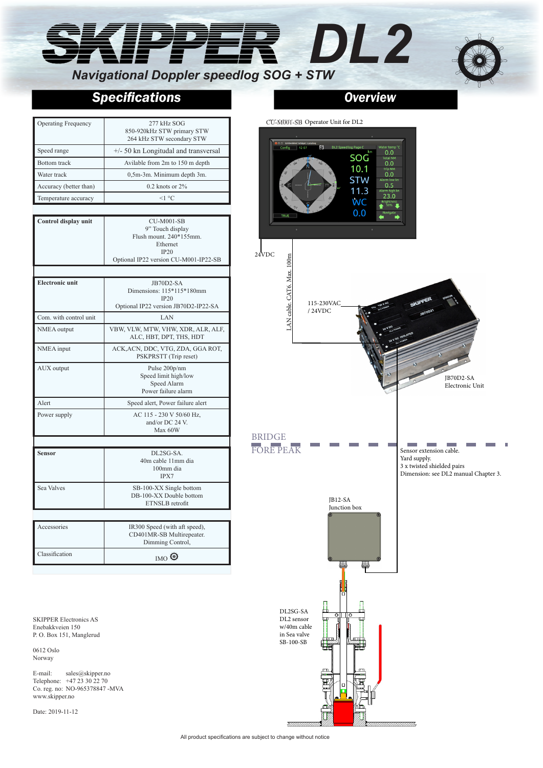# SKIPPER DL2

## Navigational Doppler speedlog SOG + STW

## Specifications

| | |
|---|---|
| Operating Frequency | 277 kHz SOG<br>850-920kHz STW primary STW<br>264 kHz STW secondary STW |
| Speed range | +/- 50 kn Longitudal and transversal |
| Bottom track | Avilable from 2m to 150 m depth |
| Water track | 0,5m-3m. Minimum depth 3m. |
| Accuracy (better than) | 0.2 knots or 2% |
| Temperature accuracy | <1 °C |

| | |
|---|---|
| **Control display unit** | CU-M001-SB<br>9" Touch display<br>Flush mount. 240*155mm.<br>Ethernet<br>IP20<br>Optional IP22 version CU-M001-IP22-SB |

| | |
|---|---|
| **Electronic unit** | JB70D2-SA<br>Dimensions: 115*115*180mm<br>IP20<br>Optional IP22 version JB70D2-IP22-SA |
| Com. with control unit | LAN |
| NMEA output | VBW, VLW, MTW, VHW, XDR, ALR, ALF, ALC, HBT, DPT, THS, HDT |
| NMEA input | ACK,ACN, DDC, VTG, ZDA, GGA ROT, PSKPRSTT (Trip reset) |
| AUX output | Pulse 200p/nm<br>Speed limit high/low<br>Speed Alarm<br>Power failure alarm |
| Alert | Speed alert, Power failure alert |
| Power supply | AC 115 - 230 V 50/60 Hz,<br>and/or DC 24 V.<br>Max 60W |

| | |
|---|---|
| **Sensor** | DL2SG-SA.<br>40m cable 11mm dia<br>100mm dia<br>IPX7 |
| Sea Valves | SB-100-XX Single bottom<br>DB-100-XX Double bottom<br>ETNSLB retrofit |

| | |
|---|---|
| Accessories | IR300 Speed (with aft speed),<br>CD401MR-SB Multirepeater.<br>Dimming Control, |
| Classification | IMO |

## Overview

CU-M001-SB Operator Unit for DL2

24VDC

LAN cable. CAT6. Max. 100m

115-230VAC / 24VDC

JB70D2-SA Electronic Unit

BRIDGE

FORE PEAK

Sensor extension cable.
Yard supply.
3 x twisted shielded pairs
Dimension: see DL2 manual Chapter 3.

JB12-SA Junction box

DL2SG-SA
DL2 sensor
w/40m cable
in Sea valve
SB-100-SB

SKIPPER Electronics AS
Enebakkveien 150
P. O. Box 151, Manglerud

0612 Oslo
Norway

E-mail: sales@skipper.no
Telephone: +47 23 30 22 70
Co. reg. no: NO-965378847 -MVA
www.skipper.no

Date: 2019-11-12

All product specifications are subject to change without notice